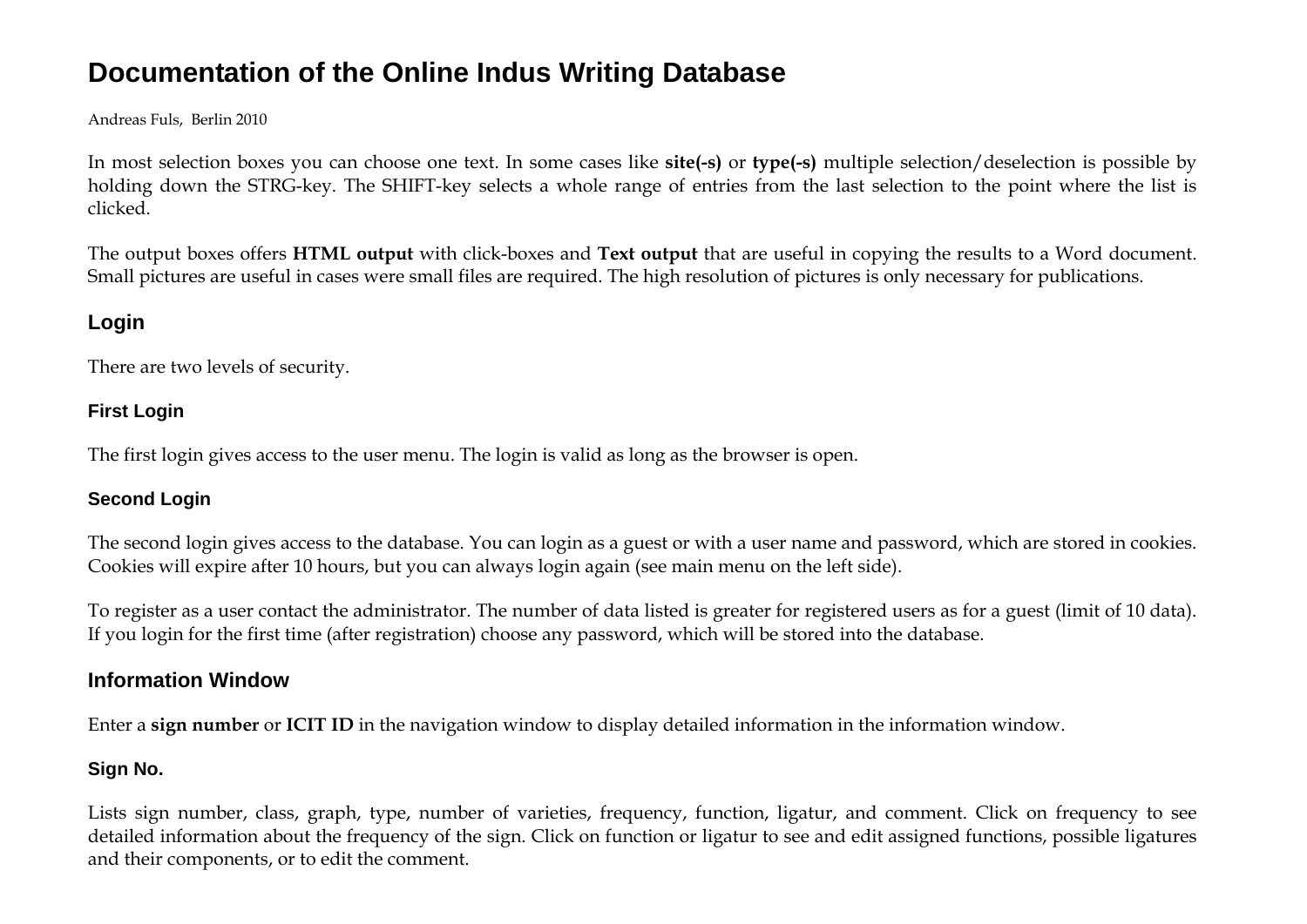# Documentation of the Online Indus Writing Database

Andreas Fuls, Berlin 2010

In most selection boxes you can choose one text. In some cases like **site(-s)** or **type(-s)** multiple selection/deselection is possible by holding down the STRG-key. The SHIFT-key selects a whole range of entries from the last selection to the point where the list is clicked.

The output boxes offers **HTML output** with click-boxes and **Text output** that are useful in copying the results to a Word document. Small pictures are useful in cases were small files are required. The high resolution of pictures is only necessary for publications.

## Login

There are two levels of security.

### First Login

The first login gives access to the user menu. The login is valid as long as the browser is open.

### Second Login

The second login gives access to the database. You can login as a guest or with a user name and password, which are stored in cookies. Cookies will expire after 10 hours, but you can always login again (see main menu on the left side).

To register as a user contact the administrator. The number of data listed is greater for registered users as for a guest (limit of 10 data). If you login for the first time (after registration) choose any password, which will be stored into the database.

## Information Window

Enter a **sign number** or **ICIT ID** in the navigation window to display detailed information in the information window.

### Sign No.

Lists sign number, class, graph, type, number of varieties, frequency, function, ligatur, and comment. Click on frequency to see detailed information about the frequency of the sign. Click on function or ligatur to see and edit assigned functions, possible ligatures and their components, or to edit the comment.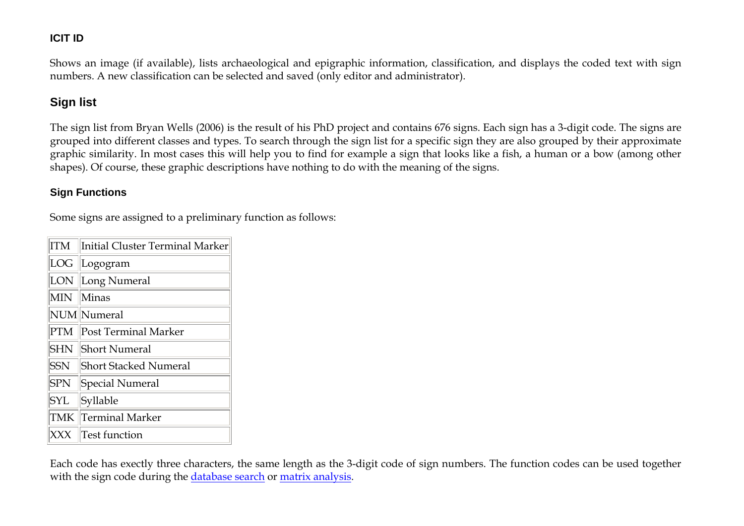### ICIT ID

Shows an image (if available), lists archaeological and epigraphic information, classification, and displays the coded text with sign numbers. A new classification can be selected and saved (only editor and administrator).

## Sign list

The sign list from Bryan Wells (2006) is the result of his PhD project and contains 676 signs. Each sign has a 3-digit code. The signs are grouped into different classes and types. To search through the sign list for a specific sign they are also grouped by their approximate graphic similarity. In most cases this will help you to find for example a sign that looks like a fish, a human or a bow (among other shapes). Of course, these graphic descriptions have nothing to do with the meaning of the signs.

### Sign Functions

Some signs are assigned to a preliminary function as follows:

| Code | Function |
|---|---|
| ITM | Initial Cluster Terminal Marker |
| LOG | Logogram |
| LON | Long Numeral |
| MIN | Minas |
| NUM | Numeral |
| PTM | Post Terminal Marker |
| SHN | Short Numeral |
| SSN | Short Stacked Numeral |
| SPN | Special Numeral |
| SYL | Syllable |
| TMK | Terminal Marker |
| XXX | Test function |

Each code has exectly three characters, the same length as the 3-digit code of sign numbers. The function codes can be used together with the sign code during the database search or matrix analysis.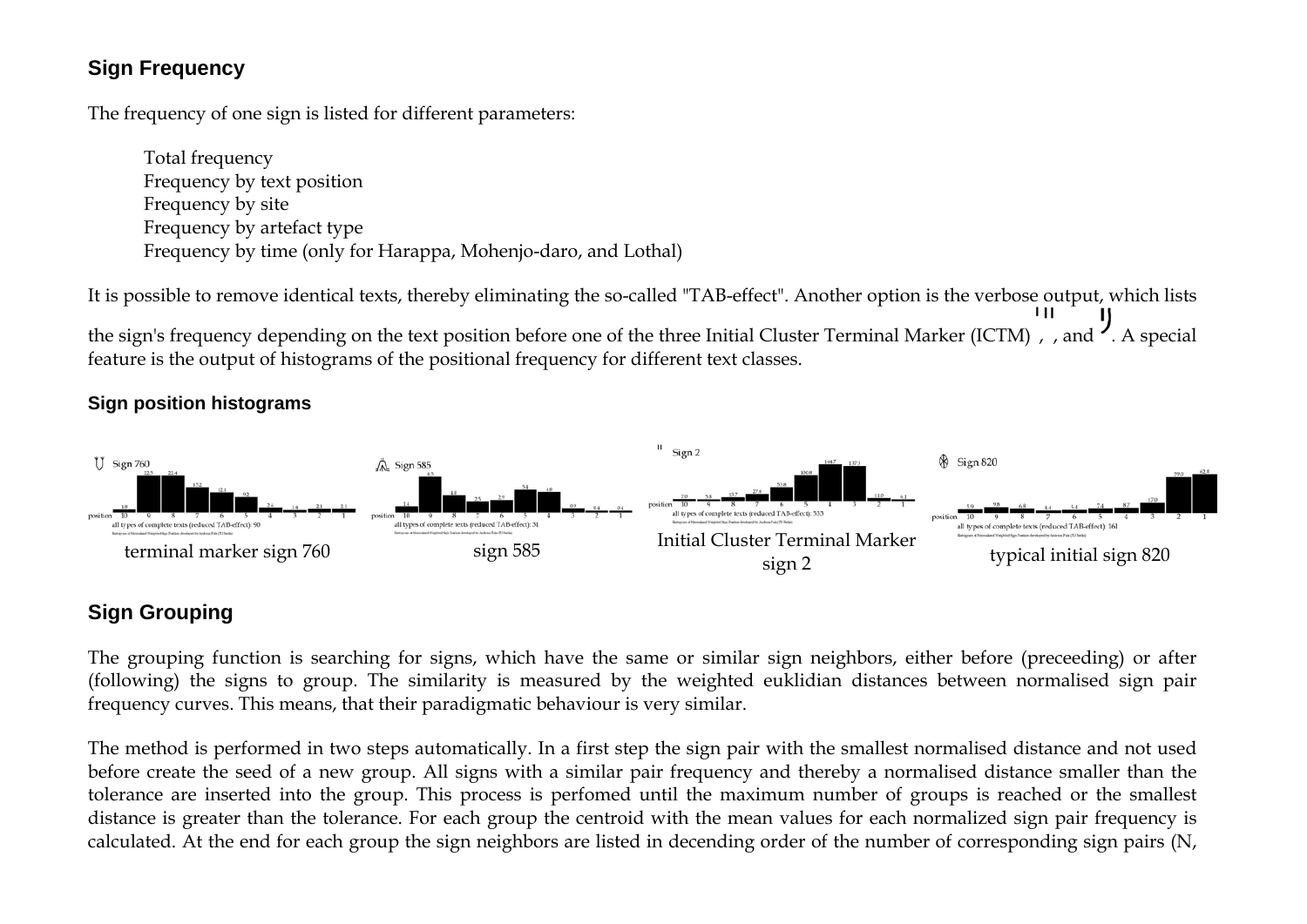## Sign Frequency

The frequency of one sign is listed for different parameters:

- Total frequency
- Frequency by text position
- Frequency by site
- Frequency by artefact type
- Frequency by time (only for Harappa, Mohenjo-daro, and Lothal)

It is possible to remove identical texts, thereby eliminating the so-called "TAB-effect". Another option is the verbose output, which lists the sign's frequency depending on the text position before one of the three Initial Cluster Terminal Marker (ICTM) ', '', and ''. A special feature is the output of histograms of the positional frequency for different text classes.

### Sign position histograms

terminal marker sign 760

sign 585

Initial Cluster Terminal Marker sign 2

typical initial sign 820

## Sign Grouping

The grouping function is searching for signs, which have the same or similar sign neighbors, either before (preceeding) or after (following) the signs to group. The similarity is measured by the weighted euklidian distances between normalised sign pair frequency curves. This means, that their paradigmatic behaviour is very similar.

The method is performed in two steps automatically. In a first step the sign pair with the smallest normalised distance and not used before create the seed of a new group. All signs with a similar pair frequency and thereby a normalised distance smaller than the tolerance are inserted into the group. This process is perfomed until the maximum number of groups is reached or the smallest distance is greater than the tolerance. For each group the centroid with the mean values for each normalized sign pair frequency is calculated. At the end for each group the sign neighbors are listed in decending order of the number of corresponding sign pairs (N,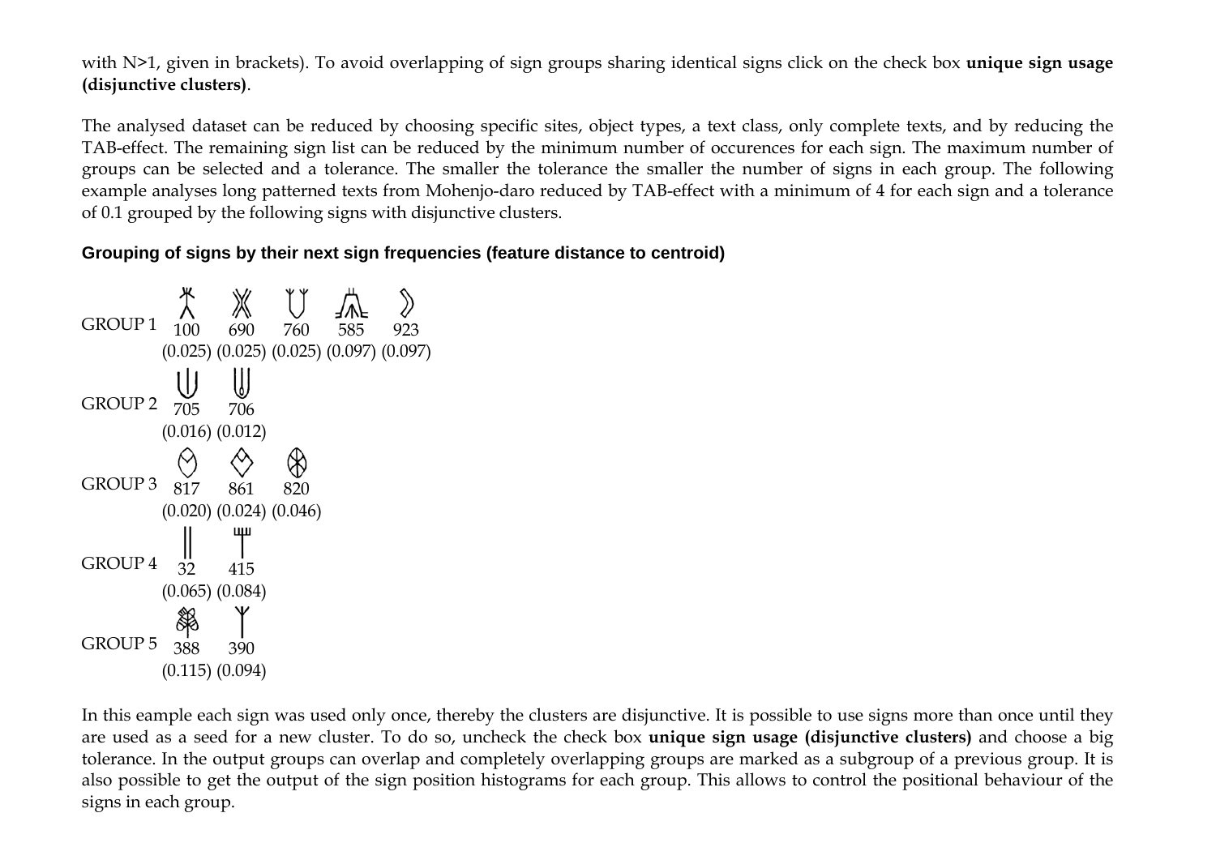with N>1, given in brackets). To avoid overlapping of sign groups sharing identical signs click on the check box **unique sign usage (disjunctive clusters)**.

The analysed dataset can be reduced by choosing specific sites, object types, a text class, only complete texts, and by reducing the TAB-effect. The remaining sign list can be reduced by the minimum number of occurences for each sign. The maximum number of groups can be selected and a tolerance. The smaller the tolerance the smaller the number of signs in each group. The following example analyses long patterned texts from Mohenjo-daro reduced by TAB-effect with a minimum of 4 for each sign and a tolerance of 0.1 grouped by the following signs with disjunctive clusters.

**Grouping of signs by their next sign frequencies (feature distance to centroid)**

GROUP 1 100 (0.025) 690 (0.025) 760 (0.025) 585 (0.097) 923 (0.097)

GROUP 2 705 (0.016) 706 (0.012)

GROUP 3 817 (0.020) 861 (0.024) 820 (0.046)

GROUP 4 32 (0.065) 415 (0.084)

GROUP 5 388 (0.115) 390 (0.094)

In this eample each sign was used only once, thereby the clusters are disjunctive. It is possible to use signs more than once until they are used as a seed for a new cluster. To do so, uncheck the check box **unique sign usage (disjunctive clusters)** and choose a big tolerance. In the output groups can overlap and completely overlapping groups are marked as a subgroup of a previous group. It is also possible to get the output of the sign position histograms for each group. This allows to control the positional behaviour of the signs in each group.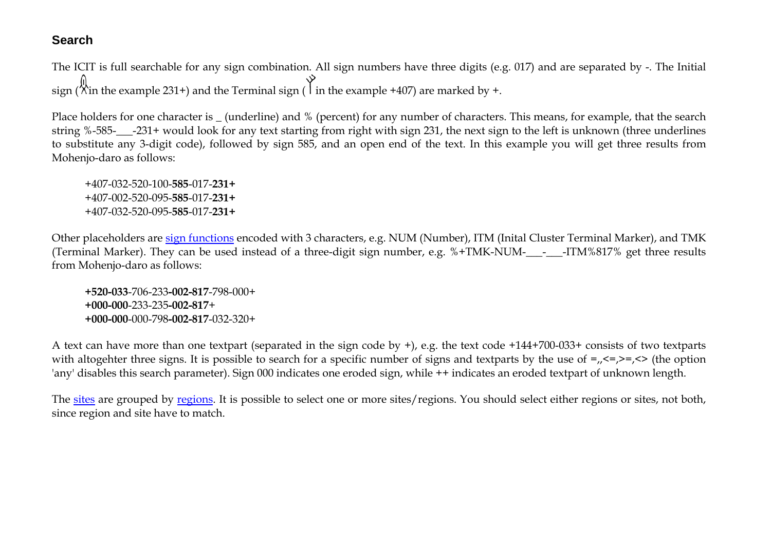## Search

The ICIT is full searchable for any sign combination. All sign numbers have three digits (e.g. 017) and are separated by -. The Initial sign ( in the example 231+) and the Terminal sign ( in the example +407) are marked by +.

Place holders for one character is _ (underline) and % (percent) for any number of characters. This means, for example, that the search string %-585-___-231+ would look for any text starting from right with sign 231, the next sign to the left is unknown (three underlines to substitute any 3-digit code), followed by sign 585, and an open end of the text. In this example you will get three results from Mohenjo-daro as follows:

> +407-032-520-100-**585**-017-**231+**
> +407-002-520-095-**585**-017-**231+**
> +407-032-520-095-**585**-017-**231+**

Other placeholders are [sign functions](#) encoded with 3 characters, e.g. NUM (Number), ITM (Inital Cluster Terminal Marker), and TMK (Terminal Marker). They can be used instead of a three-digit sign number, e.g. %+TMK-NUM-___-___-ITM%817% get three results from Mohenjo-daro as follows:

> **+520-033**-706-233**-002-817**-798-000+
> **+000-000**-233-235**-002-817+**
> **+000-000**-000-798**-002-817**-032-320+

A text can have more than one textpart (separated in the sign code by +), e.g. the text code +144+700-033+ consists of two textparts with altogehter three signs. It is possible to search for a specific number of signs and textparts by the use of =,,<=,>=,<> (the option 'any' disables this search parameter). Sign 000 indicates one eroded sign, while ++ indicates an eroded textpart of unknown length.

The [sites](#) are grouped by [regions](#). It is possible to select one or more sites/regions. You should select either regions or sites, not both, since region and site have to match.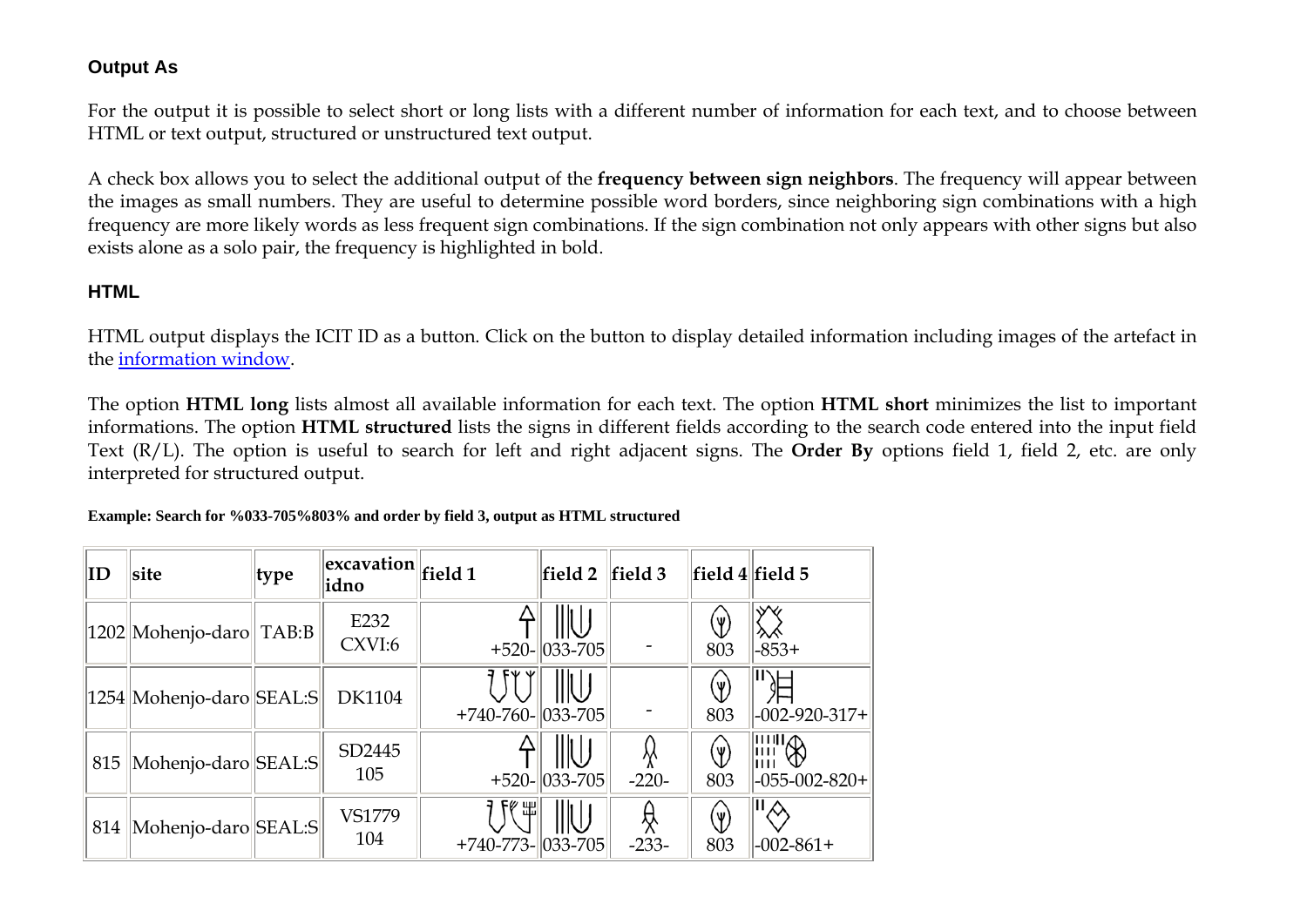### Output As

For the output it is possible to select short or long lists with a different number of information for each text, and to choose between HTML or text output, structured or unstructured text output.

A check box allows you to select the additional output of the **frequency between sign neighbors**. The frequency will appear between the images as small numbers. They are useful to determine possible word borders, since neighboring sign combinations with a high frequency are more likely words as less frequent sign combinations. If the sign combination not only appears with other signs but also exists alone as a solo pair, the frequency is highlighted in bold.

### HTML

HTML output displays the ICIT ID as a button. Click on the button to display detailed information including images of the artefact in the information window.

The option **HTML long** lists almost all available information for each text. The option **HTML short** minimizes the list to important informations. The option **HTML structured** lists the signs in different fields according to the search code entered into the input field Text (R/L). The option is useful to search for left and right adjacent signs. The **Order By** options field 1, field 2, etc. are only interpreted for structured output.

**Example: Search for %033-705%803% and order by field 3, output as HTML structured**

| ID | site | type | excavation idno | field 1 | field 2 | field 3 | field 4 | field 5 |
|---|---|---|---|---|---|---|---|---|
| 1202 | Mohenjo-daro | TAB:B | E232 CXVI:6 | +520- | 033-705 | - | 803 | -853+ |
| 1254 | Mohenjo-daro | SEAL:S | DK1104 | +740-760- | 033-705 | - | 803 | -002-920-317+ |
| 815 | Mohenjo-daro | SEAL:S | SD2445 105 | +520- | 033-705 | -220- | 803 | -055-002-820+ |
| 814 | Mohenjo-daro | SEAL:S | VS1779 104 | +740-773- | 033-705 | -233- | 803 | -002-861+ |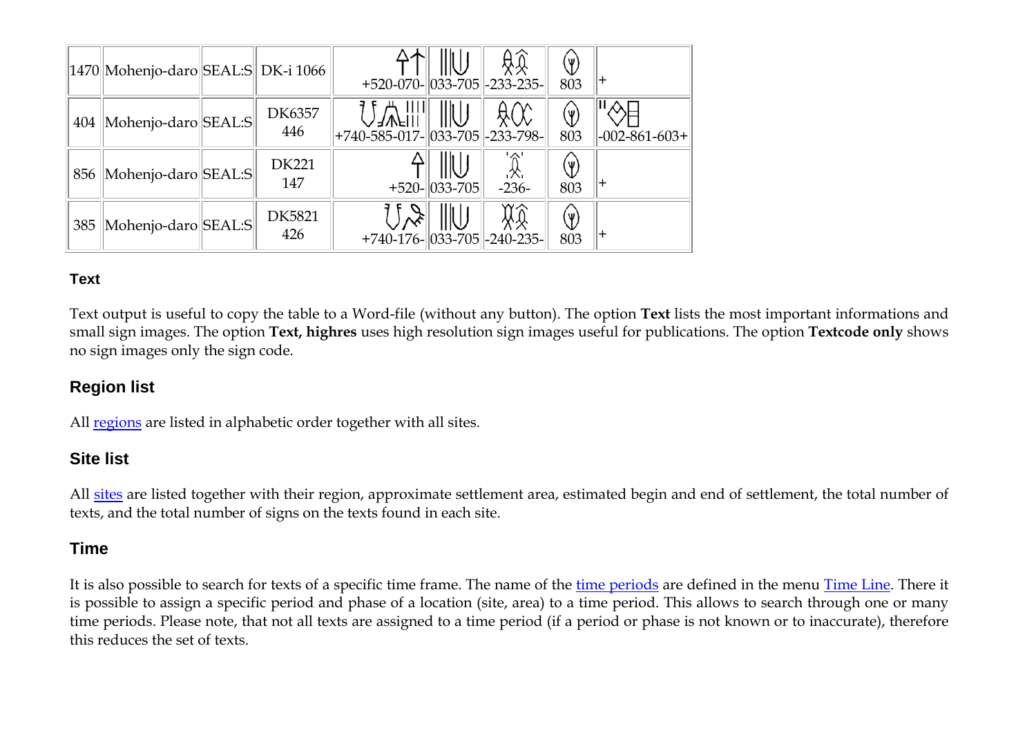| | | | | | | | | |
|---|---|---|---|---|---|---|---|---|
| 1470 | Mohenjo-daro | SEAL:S | DK-i 1066 | +520-070- | 033-705 | -233-235- | 803 | + |
| 404 | Mohenjo-daro | SEAL:S | DK6357 446 | +740-585-017- | 033-705 | -233-798- | 803 | -002-861-603+ |
| 856 | Mohenjo-daro | SEAL:S | DK221 147 | +520- | 033-705 | -236- | 803 | + |
| 385 | Mohenjo-daro | SEAL:S | DK5821 426 | +740-176- | 033-705 | -240-235- | 803 | + |

#### Text

Text output is useful to copy the table to a Word-file (without any button). The option **Text** lists the most important informations and small sign images. The option **Text, highres** uses high resolution sign images useful for publications. The option **Textcode only** shows no sign images only the sign code.

### Region list

All regions are listed in alphabetic order together with all sites.

### Site list

All sites are listed together with their region, approximate settlement area, estimated begin and end of settlement, the total number of texts, and the total number of signs on the texts found in each site.

### Time

It is also possible to search for texts of a specific time frame. The name of the time periods are defined in the menu Time Line. There it is possible to assign a specific period and phase of a location (site, area) to a time period. This allows to search through one or many time periods. Please note, that not all texts are assigned to a time period (if a period or phase is not known or to inaccurate), therefore this reduces the set of texts.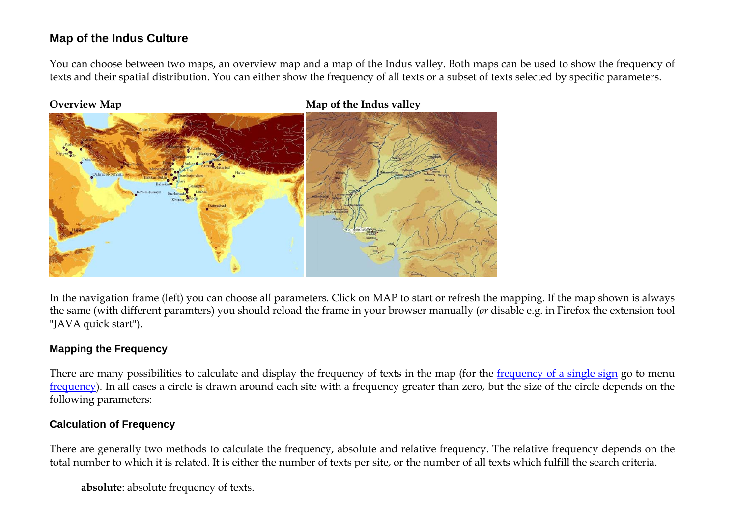## Map of the Indus Culture

You can choose between two maps, an overview map and a map of the Indus valley. Both maps can be used to show the frequency of texts and their spatial distribution. You can either show the frequency of all texts or a subset of texts selected by specific parameters.

**Overview Map** **Map of the Indus valley**

In the navigation frame (left) you can choose all parameters. Click on MAP to start or refresh the mapping. If the map shown is always the same (with different paramters) you should reload the frame in your browser manually (*or* disable e.g. in Firefox the extension tool "JAVA quick start").

### Mapping the Frequency

There are many possibilities to calculate and display the frequency of texts in the map (for the [frequency of a single sign]() go to menu [frequency]()). In all cases a circle is drawn around each site with a frequency greater than zero, but the size of the circle depends on the following parameters:

### Calculation of Frequency

There are generally two methods to calculate the frequency, absolute and relative frequency. The relative frequency depends on the total number to which it is related. It is either the number of texts per site, or the number of all texts which fulfill the search criteria.

**absolute**: absolute frequency of texts.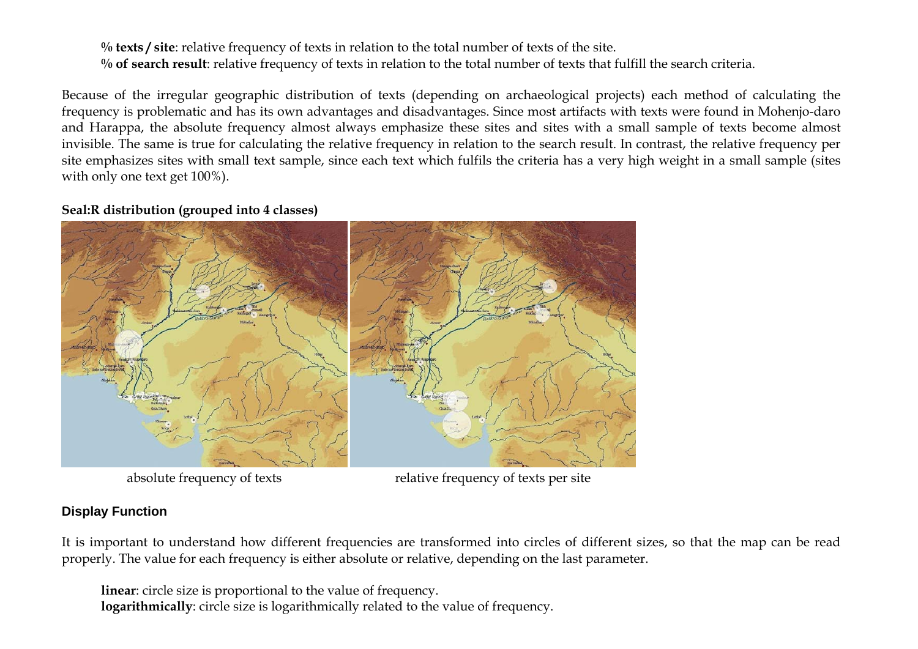**% texts / site**: relative frequency of texts in relation to the total number of texts of the site.
**% of search result**: relative frequency of texts in relation to the total number of texts that fulfill the search criteria.

Because of the irregular geographic distribution of texts (depending on archaeological projects) each method of calculating the frequency is problematic and has its own advantages and disadvantages. Since most artifacts with texts were found in Mohenjo-daro and Harappa, the absolute frequency almost always emphasize these sites and sites with a small sample of texts become almost invisible. The same is true for calculating the relative frequency in relation to the search result. In contrast, the relative frequency per site emphasizes sites with small text sample, since each text which fulfils the criteria has a very high weight in a small sample (sites with only one text get 100%).

**Seal:R distribution (grouped into 4 classes)**

absolute frequency of texts

relative frequency of texts per site

## Display Function

It is important to understand how different frequencies are transformed into circles of different sizes, so that the map can be read properly. The value for each frequency is either absolute or relative, depending on the last parameter.

**linear**: circle size is proportional to the value of frequency.
**logarithmically**: circle size is logarithmically related to the value of frequency.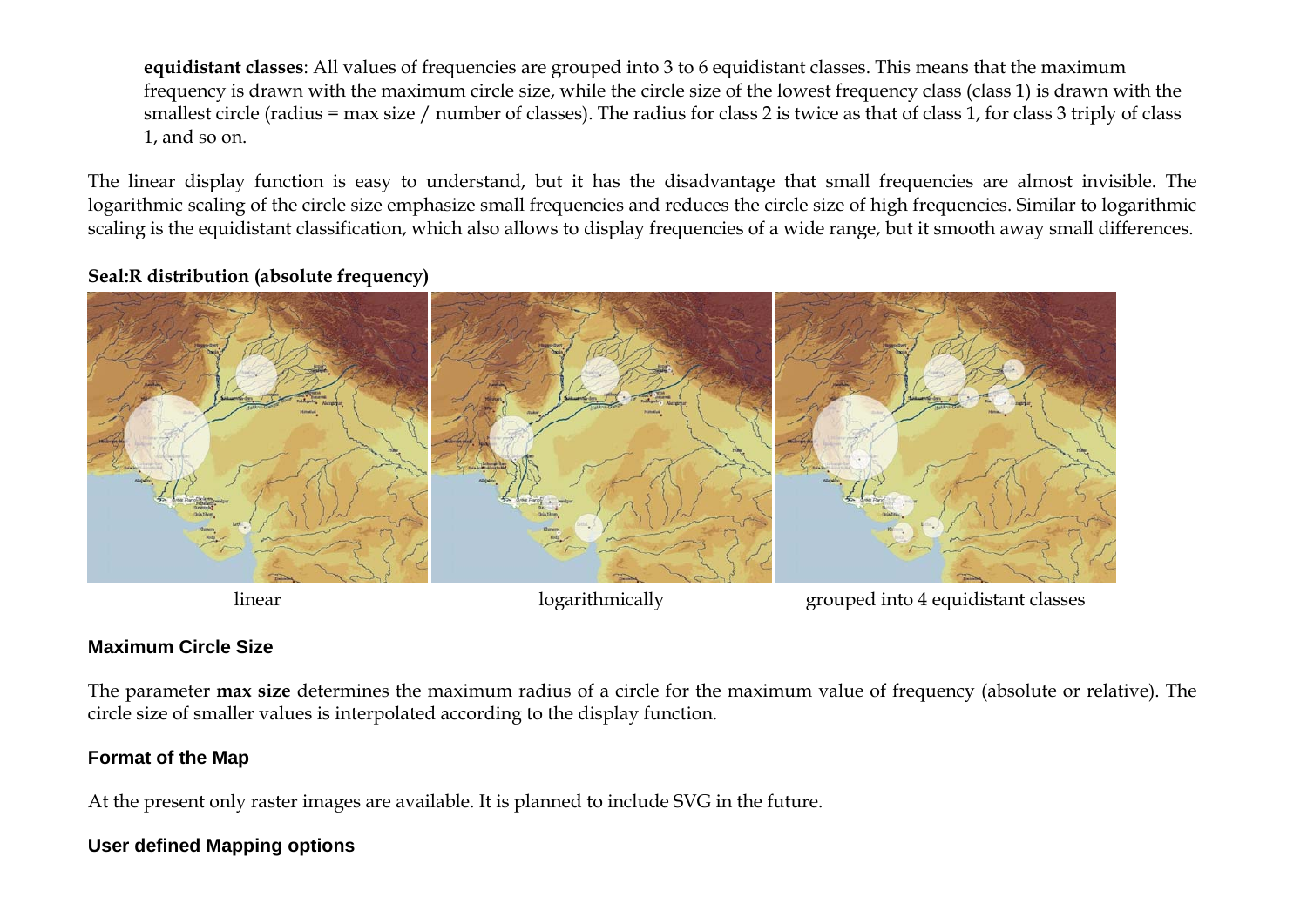**equidistant classes**: All values of frequencies are grouped into 3 to 6 equidistant classes. This means that the maximum frequency is drawn with the maximum circle size, while the circle size of the lowest frequency class (class 1) is drawn with the smallest circle (radius = max size / number of classes). The radius for class 2 is twice as that of class 1, for class 3 triply of class 1, and so on.

The linear display function is easy to understand, but it has the disadvantage that small frequencies are almost invisible. The logarithmic scaling of the circle size emphasize small frequencies and reduces the circle size of high frequencies. Similar to logarithmic scaling is the equidistant classification, which also allows to display frequencies of a wide range, but it smooth away small differences.

**Seal:R distribution (absolute frequency)**

linear | logarithmically | grouped into 4 equidistant classes

### Maximum Circle Size

The parameter **max size** determines the maximum radius of a circle for the maximum value of frequency (absolute or relative). The circle size of smaller values is interpolated according to the display function.

### Format of the Map

At the present only raster images are available. It is planned to include SVG in the future.

### User defined Mapping options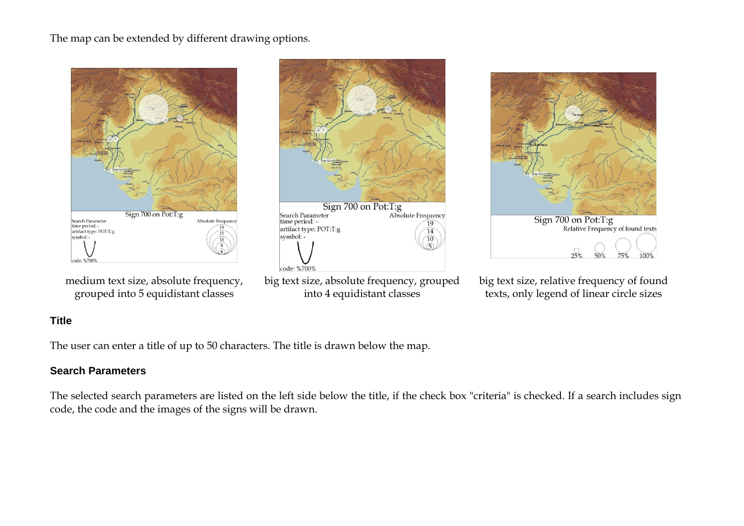The map can be extended by different drawing options.

medium text size, absolute frequency, grouped into 5 equidistant classes

big text size, absolute frequency, grouped into 4 equidistant classes

big text size, relative frequency of found texts, only legend of linear circle sizes

## Title

The user can enter a title of up to 50 characters. The title is drawn below the map.

## Search Parameters

The selected search parameters are listed on the left side below the title, if the check box "criteria" is checked. If a search includes sign code, the code and the images of the signs will be drawn.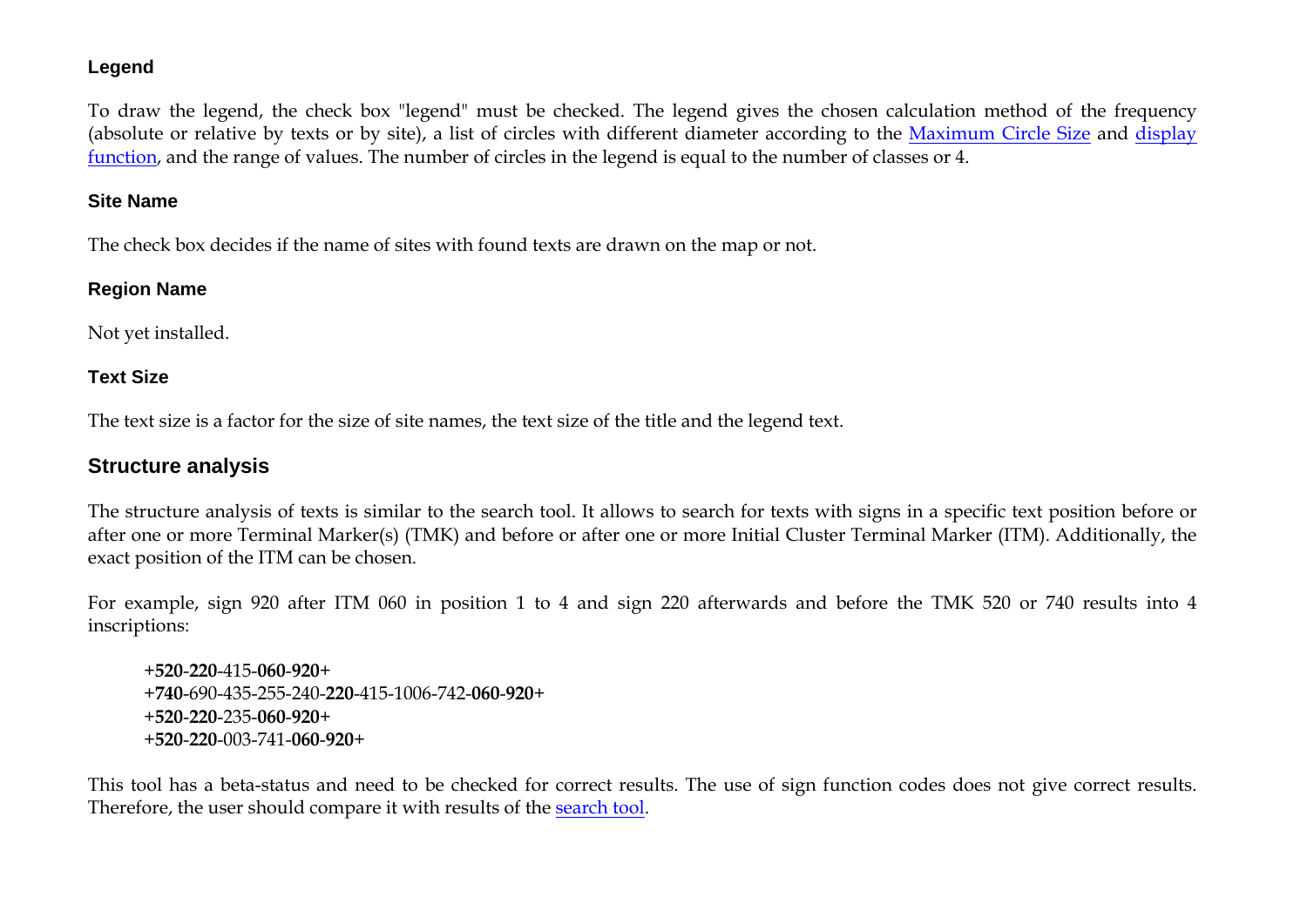### Legend

To draw the legend, the check box "legend" must be checked. The legend gives the chosen calculation method of the frequency (absolute or relative by texts or by site), a list of circles with different diameter according to the Maximum Circle Size and display function, and the range of values. The number of circles in the legend is equal to the number of classes or 4.

### Site Name

The check box decides if the name of sites with found texts are drawn on the map or not.

### Region Name

Not yet installed.

### Text Size

The text size is a factor for the size of site names, the text size of the title and the legend text.

## Structure analysis

The structure analysis of texts is similar to the search tool. It allows to search for texts with signs in a specific text position before or after one or more Terminal Marker(s) (TMK) and before or after one or more Initial Cluster Terminal Marker (ITM). Additionally, the exact position of the ITM can be chosen.

For example, sign 920 after ITM 060 in position 1 to 4 and sign 220 afterwards and before the TMK 520 or 740 results into 4 inscriptions:

> **+520-220**-415-**060-920+**
> **+740**-690-435-255-240-**220**-415-1006-742-**060-920+**
> **+520-220**-235-**060-920+**
> **+520-220**-003-741-**060-920+**

This tool has a beta-status and need to be checked for correct results. The use of sign function codes does not give correct results. Therefore, the user should compare it with results of the search tool.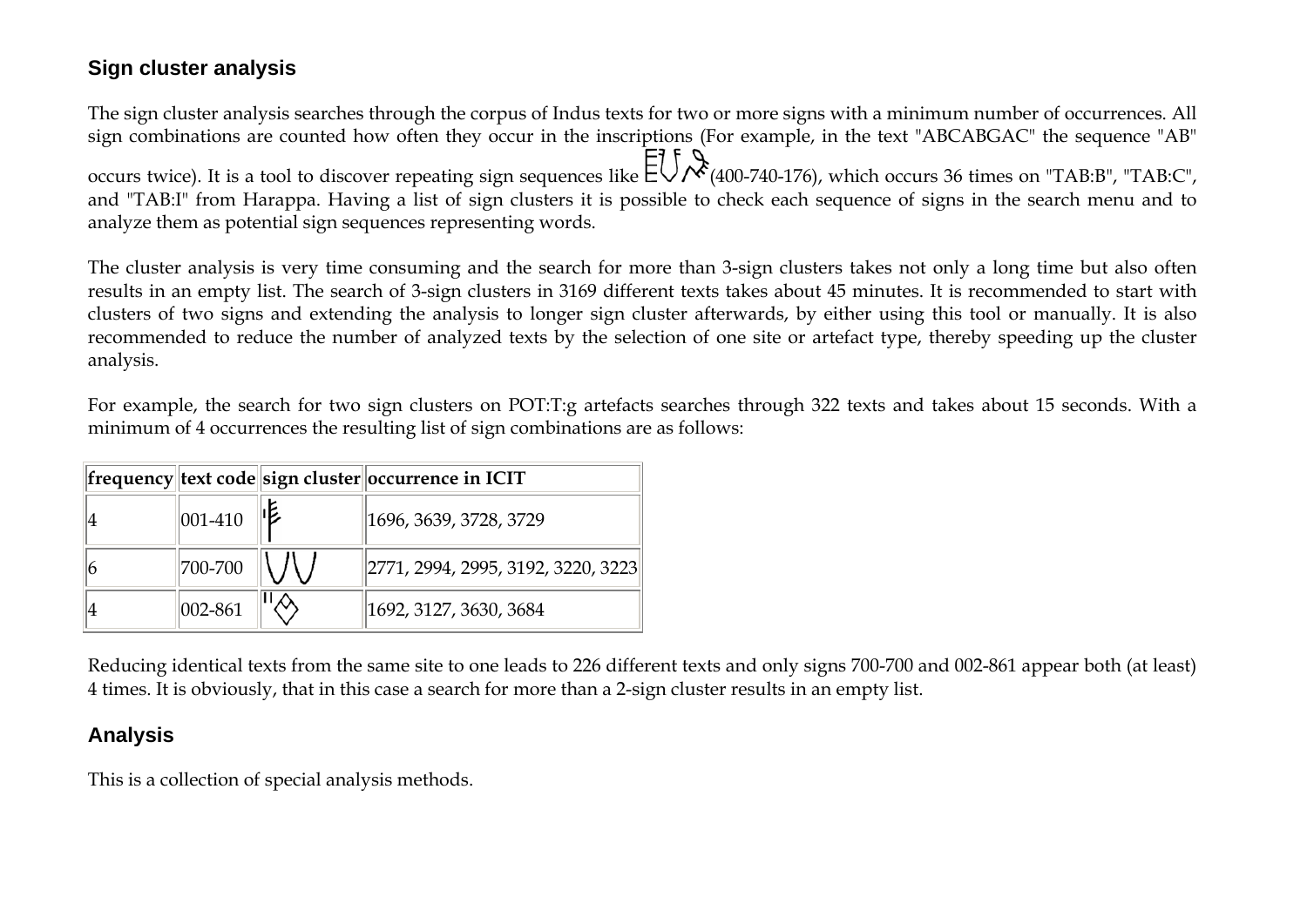## Sign cluster analysis

The sign cluster analysis searches through the corpus of Indus texts for two or more signs with a minimum number of occurrences. All sign combinations are counted how often they occur in the inscriptions (For example, in the text "ABCABGAC" the sequence "AB" occurs twice). It is a tool to discover repeating sign sequences like (400-740-176), which occurs 36 times on "TAB:B", "TAB:C", and "TAB:I" from Harappa. Having a list of sign clusters it is possible to check each sequence of signs in the search menu and to analyze them as potential sign sequences representing words.

The cluster analysis is very time consuming and the search for more than 3-sign clusters takes not only a long time but also often results in an empty list. The search of 3-sign clusters in 3169 different texts takes about 45 minutes. It is recommended to start with clusters of two signs and extending the analysis to longer sign cluster afterwards, by either using this tool or manually. It is also recommended to reduce the number of analyzed texts by the selection of one site or artefact type, thereby speeding up the cluster analysis.

For example, the search for two sign clusters on POT:T:g artefacts searches through 322 texts and takes about 15 seconds. With a minimum of 4 occurrences the resulting list of sign combinations are as follows:

| frequency | text code | sign cluster | occurrence in ICIT |
| --- | --- | --- | --- |
| 4 | 001-410 | | 1696, 3639, 3728, 3729 |
| 6 | 700-700 | | 2771, 2994, 2995, 3192, 3220, 3223 |
| 4 | 002-861 | | 1692, 3127, 3630, 3684 |

Reducing identical texts from the same site to one leads to 226 different texts and only signs 700-700 and 002-861 appear both (at least) 4 times. It is obviously, that in this case a search for more than a 2-sign cluster results in an empty list.

## Analysis

This is a collection of special analysis methods.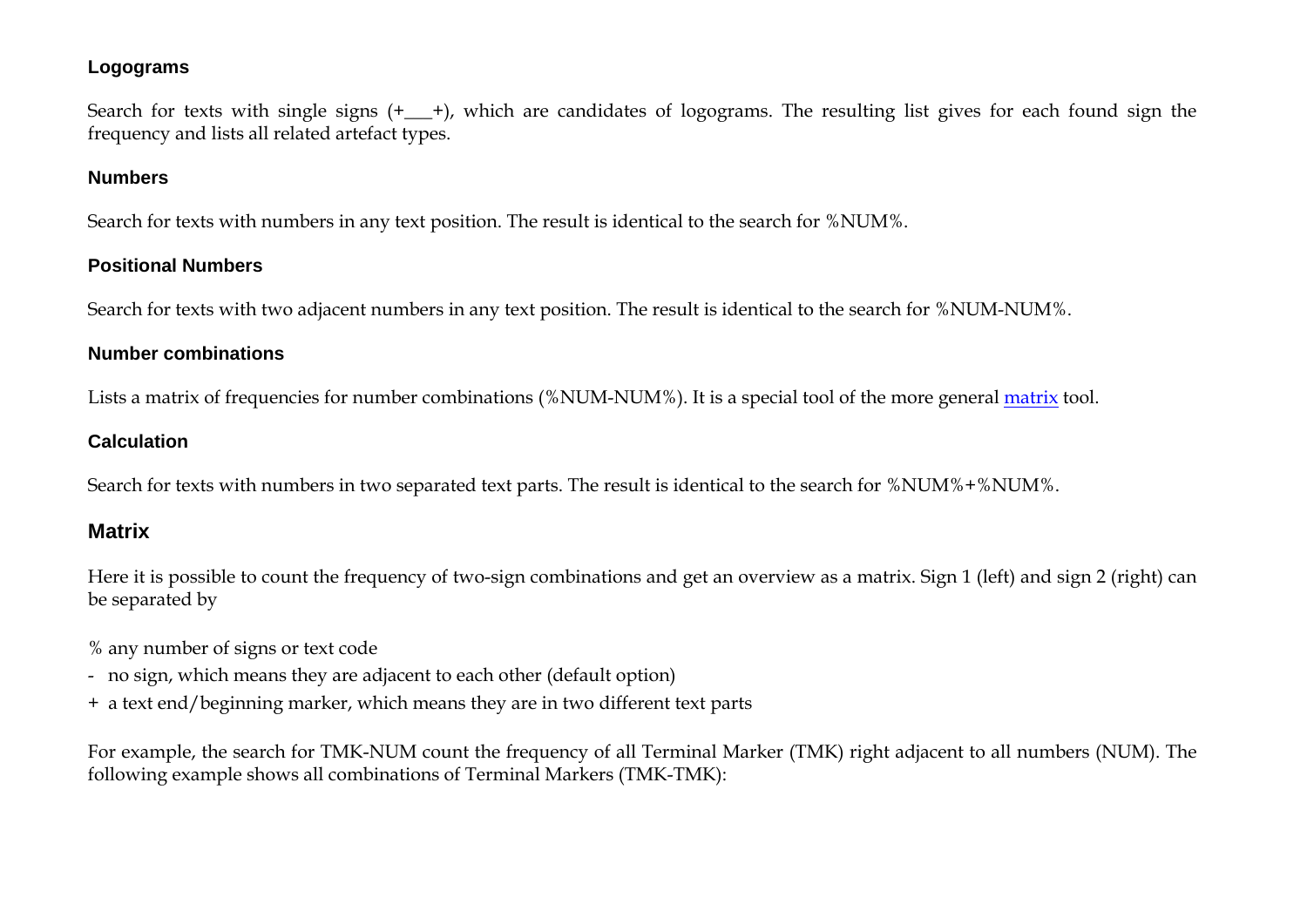### Logograms

Search for texts with single signs (+___+), which are candidates of logograms. The resulting list gives for each found sign the frequency and lists all related artefact types.

### Numbers

Search for texts with numbers in any text position. The result is identical to the search for %NUM%.

### Positional Numbers

Search for texts with two adjacent numbers in any text position. The result is identical to the search for %NUM-NUM%.

### Number combinations

Lists a matrix of frequencies for number combinations (%NUM-NUM%). It is a special tool of the more general matrix tool.

### Calculation

Search for texts with numbers in two separated text parts. The result is identical to the search for %NUM%+%NUM%.

## Matrix

Here it is possible to count the frequency of two-sign combinations and get an overview as a matrix. Sign 1 (left) and sign 2 (right) can be separated by

% any number of signs or text code

- no sign, which means they are adjacent to each other (default option)

+ a text end/beginning marker, which means they are in two different text parts

For example, the search for TMK-NUM count the frequency of all Terminal Marker (TMK) right adjacent to all numbers (NUM). The following example shows all combinations of Terminal Markers (TMK-TMK):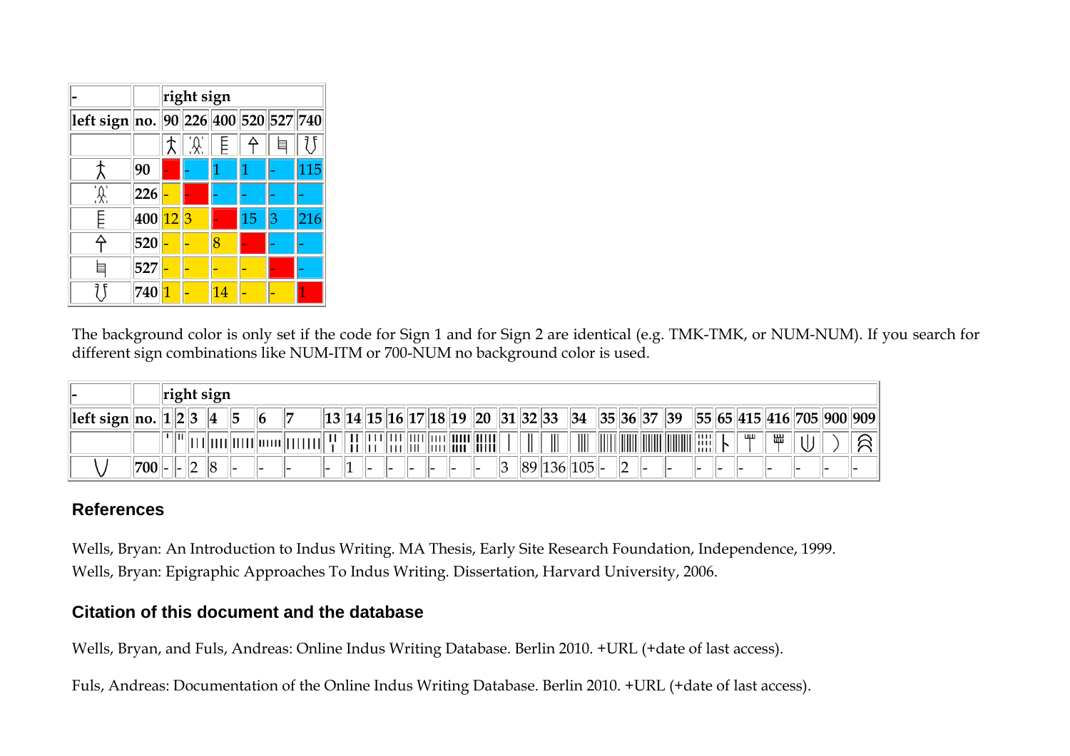| - | | right sign | | | | | |
|---|---|---|---|---|---|---|---|
| left sign | no. | 90 | 226 | 400 | 520 | 527 | 740 |
| | | | | | | | |
| | 90 | - | - | 1 | 1 | - | 115 |
| | 226 | - | - | - | - | - | - |
| | 400 | 12 | 3 | - | 15 | 3 | 216 |
| | 520 | - | - | 8 | - | - | - |
| | 527 | - | - | - | - | - | - |
| | 740 | 1 | - | 14 | - | - | 1 |

The background color is only set if the code for Sign 1 and for Sign 2 are identical (e.g. TMK-TMK, or NUM-NUM). If you search for different sign combinations like NUM-ITM or 700-NUM no background color is used.

| - | | right sign | | | | | | | | | | | | | | | | | | | | | | | | | | | | | |
|---|---|---|---|---|---|---|---|---|---|---|---|---|---|---|---|---|---|---|---|---|---|---|---|---|---|---|---|---|---|---|---|
| left sign | no. | 1 | 2 | 3 | 4 | 5 | 6 | 7 | 13 | 14 | 15 | 16 | 17 | 18 | 19 | 20 | 31 | 32 | 33 | 34 | 35 | 36 | 37 | 39 | 55 | 65 | 415 | 416 | 705 | 900 | 909 |
| | | | | | | | | | | | | | | | | | | | | | | | | | | | | | | | |
| | 700 | - | - | 2 | 8 | - | - | - | - | 1 | - | - | - | - | - | - | 3 | 89 | 136 | 105 | - | 2 | - | - | - | - | - | - | - | - | - |

## References

Wells, Bryan: An Introduction to Indus Writing. MA Thesis, Early Site Research Foundation, Independence, 1999.

Wells, Bryan: Epigraphic Approaches To Indus Writing. Dissertation, Harvard University, 2006.

## Citation of this document and the database

Wells, Bryan, and Fuls, Andreas: Online Indus Writing Database. Berlin 2010. +URL (+date of last access).

Fuls, Andreas: Documentation of the Online Indus Writing Database. Berlin 2010. +URL (+date of last access).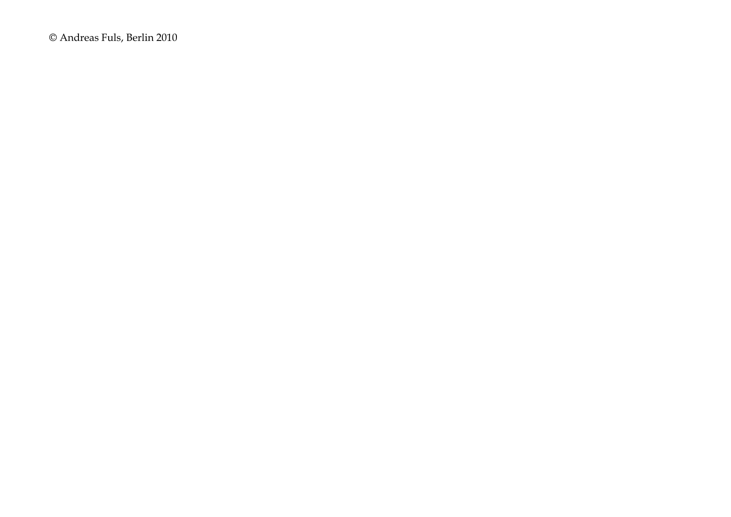© Andreas Fuls, Berlin 2010